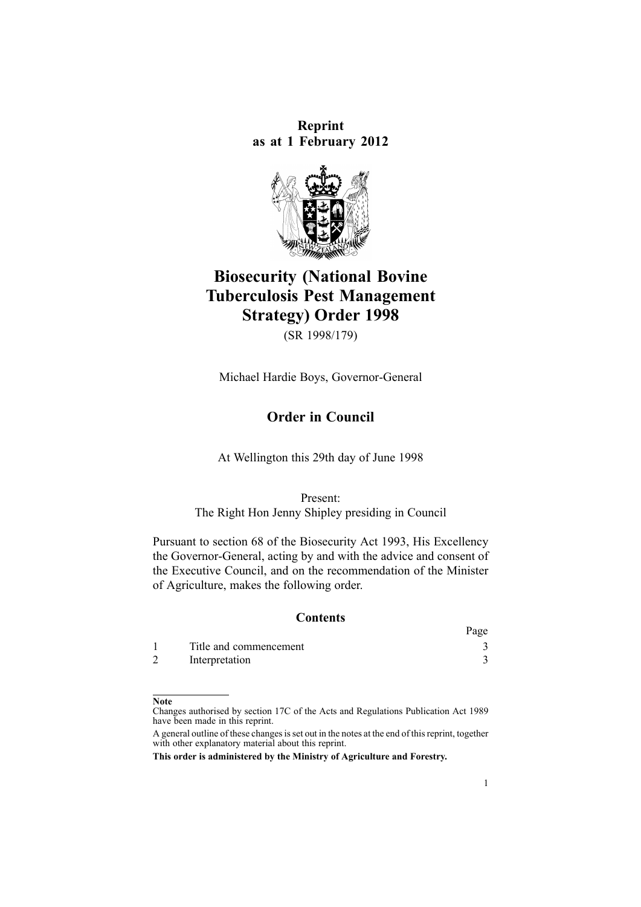**Reprint**
**as at 1 February 2012**

# Biosecurity (National Bovine Tuberculosis Pest Management Strategy) Order 1998

(SR 1998/179)

Michael Hardie Boys, Governor-General

## Order in Council

At Wellington this 29th day of June 1998

Present:
The Right Hon Jenny Shipley presiding in Council

Pursuant to section 68 of the Biosecurity Act 1993, His Excellency the Governor-General, acting by and with the advice and consent of the Executive Council, and on the recommendation of the Minister of Agriculture, makes the following order.

### Contents

| | | Page |
|---|---|---|
| 1 | Title and commencement | 3 |
| 2 | Interpretation | 3 |

**Note**

Changes authorised by section 17C of the Acts and Regulations Publication Act 1989 have been made in this reprint.

A general outline of these changes is set out in the notes at the end of this reprint, together with other explanatory material about this reprint.

**This order is administered by the Ministry of Agriculture and Forestry.**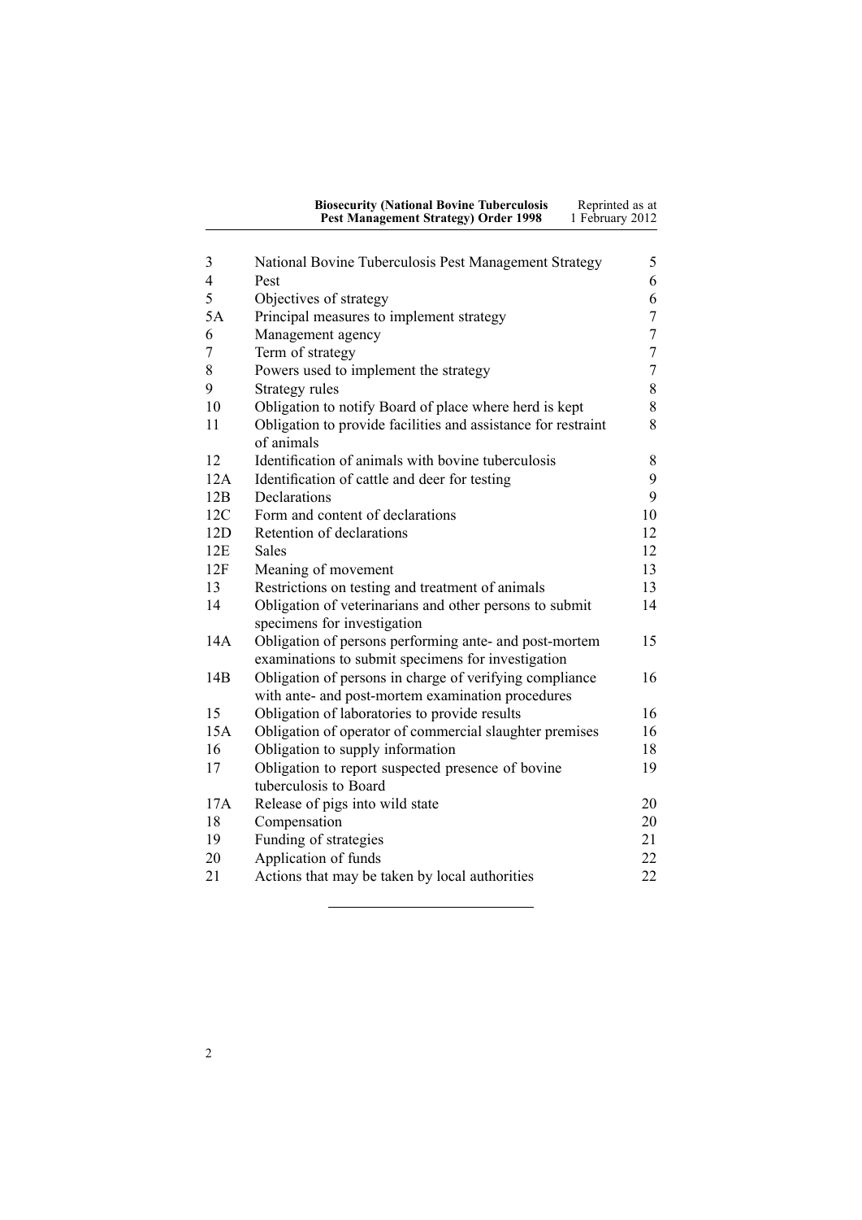| | | |
|---|---|---|
| 3 | National Bovine Tuberculosis Pest Management Strategy | 5 |
| 4 | Pest | 6 |
| 5 | Objectives of strategy | 6 |
| 5A | Principal measures to implement strategy | 7 |
| 6 | Management agency | 7 |
| 7 | Term of strategy | 7 |
| 8 | Powers used to implement the strategy | 7 |
| 9 | Strategy rules | 8 |
| 10 | Obligation to notify Board of place where herd is kept | 8 |
| 11 | Obligation to provide facilities and assistance for restraint of animals | 8 |
| 12 | Identification of animals with bovine tuberculosis | 8 |
| 12A | Identification of cattle and deer for testing | 9 |
| 12B | Declarations | 9 |
| 12C | Form and content of declarations | 10 |
| 12D | Retention of declarations | 12 |
| 12E | Sales | 12 |
| 12F | Meaning of movement | 13 |
| 13 | Restrictions on testing and treatment of animals | 13 |
| 14 | Obligation of veterinarians and other persons to submit specimens for investigation | 14 |
| 14A | Obligation of persons performing ante- and post-mortem examinations to submit specimens for investigation | 15 |
| 14B | Obligation of persons in charge of verifying compliance with ante- and post-mortem examination procedures | 16 |
| 15 | Obligation of laboratories to provide results | 16 |
| 15A | Obligation of operator of commercial slaughter premises | 16 |
| 16 | Obligation to supply information | 18 |
| 17 | Obligation to report suspected presence of bovine tuberculosis to Board | 19 |
| 17A | Release of pigs into wild state | 20 |
| 18 | Compensation | 20 |
| 19 | Funding of strategies | 21 |
| 20 | Application of funds | 22 |
| 21 | Actions that may be taken by local authorities | 22 |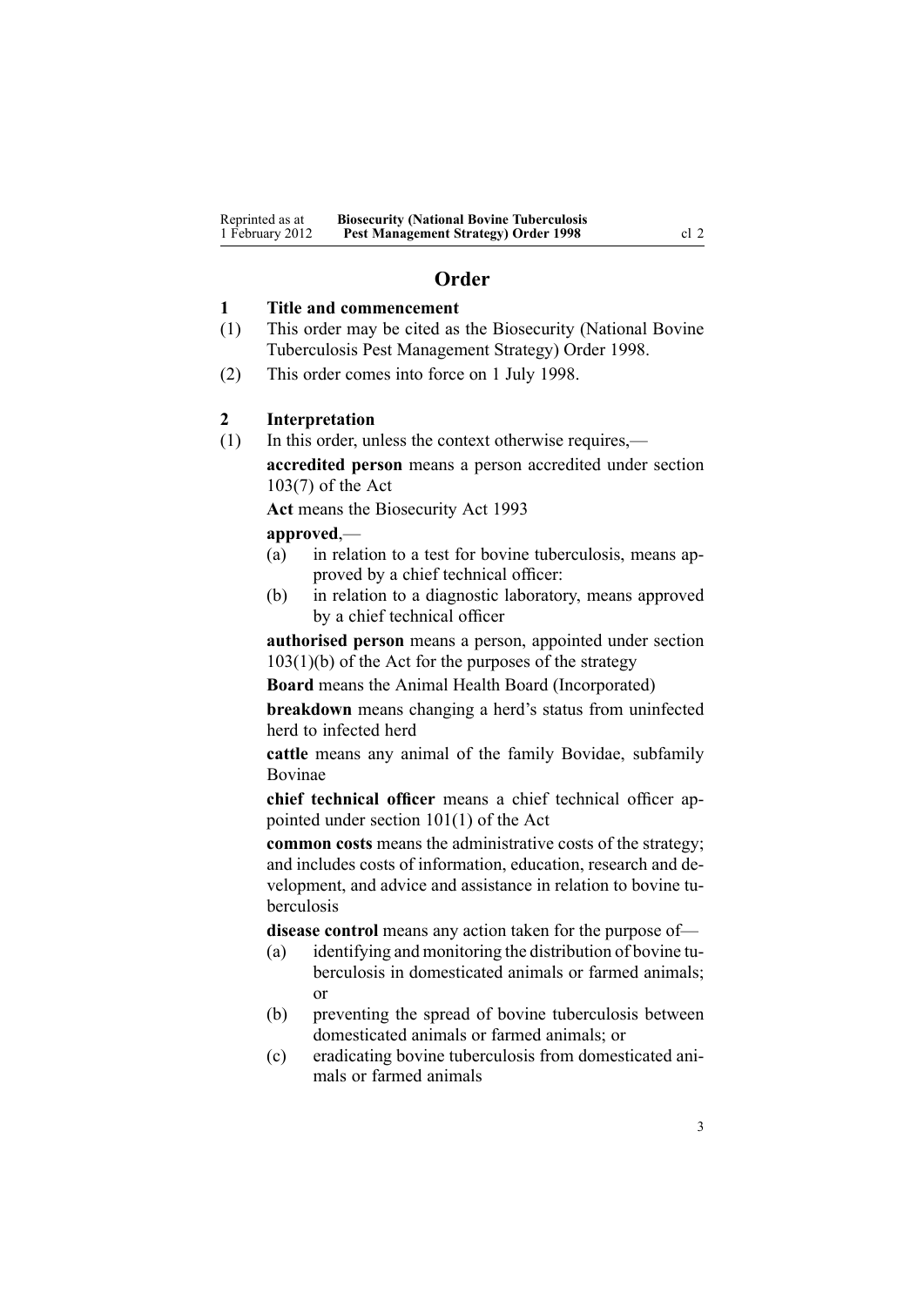# Order

## 1 Title and commencement

(1) This order may be cited as the Biosecurity (National Bovine Tuberculosis Pest Management Strategy) Order 1998.

(2) This order comes into force on 1 July 1998.

## 2 Interpretation

(1) In this order, unless the context otherwise requires,—

**accredited person** means a person accredited under section 103(7) of the Act

**Act** means the Biosecurity Act 1993

**approved**,—

- (a) in relation to a test for bovine tuberculosis, means approved by a chief technical officer:
- (b) in relation to a diagnostic laboratory, means approved by a chief technical officer

**authorised person** means a person, appointed under section 103(1)(b) of the Act for the purposes of the strategy

**Board** means the Animal Health Board (Incorporated)

**breakdown** means changing a herd's status from uninfected herd to infected herd

**cattle** means any animal of the family Bovidae, subfamily Bovinae

**chief technical officer** means a chief technical officer appointed under section 101(1) of the Act

**common costs** means the administrative costs of the strategy; and includes costs of information, education, research and development, and advice and assistance in relation to bovine tuberculosis

**disease control** means any action taken for the purpose of—

- (a) identifying and monitoring the distribution of bovine tuberculosis in domesticated animals or farmed animals; or
- (b) preventing the spread of bovine tuberculosis between domesticated animals or farmed animals; or
- (c) eradicating bovine tuberculosis from domesticated animals or farmed animals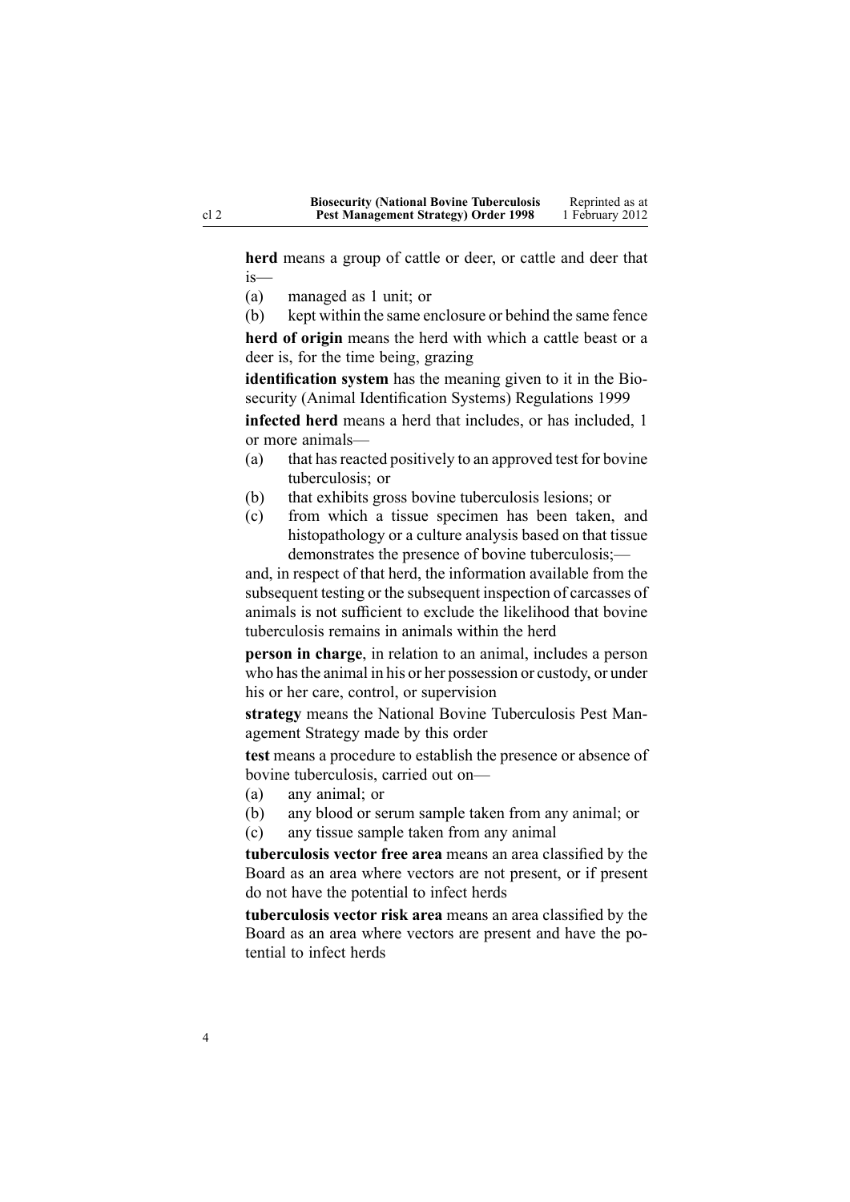**herd** means a group of cattle or deer, or cattle and deer that is—

(a) managed as 1 unit; or

(b) kept within the same enclosure or behind the same fence

**herd of origin** means the herd with which a cattle beast or a deer is, for the time being, grazing

**identification system** has the meaning given to it in the Biosecurity (Animal Identification Systems) Regulations 1999

**infected herd** means a herd that includes, or has included, 1 or more animals—

(a) that has reacted positively to an approved test for bovine tuberculosis; or

(b) that exhibits gross bovine tuberculosis lesions; or

(c) from which a tissue specimen has been taken, and histopathology or a culture analysis based on that tissue demonstrates the presence of bovine tuberculosis;—

and, in respect of that herd, the information available from the subsequent testing or the subsequent inspection of carcasses of animals is not sufficient to exclude the likelihood that bovine tuberculosis remains in animals within the herd

**person in charge**, in relation to an animal, includes a person who has the animal in his or her possession or custody, or under his or her care, control, or supervision

**strategy** means the National Bovine Tuberculosis Pest Management Strategy made by this order

**test** means a procedure to establish the presence or absence of bovine tuberculosis, carried out on—

(a) any animal; or

(b) any blood or serum sample taken from any animal; or

(c) any tissue sample taken from any animal

**tuberculosis vector free area** means an area classified by the Board as an area where vectors are not present, or if present do not have the potential to infect herds

**tuberculosis vector risk area** means an area classified by the Board as an area where vectors are present and have the potential to infect herds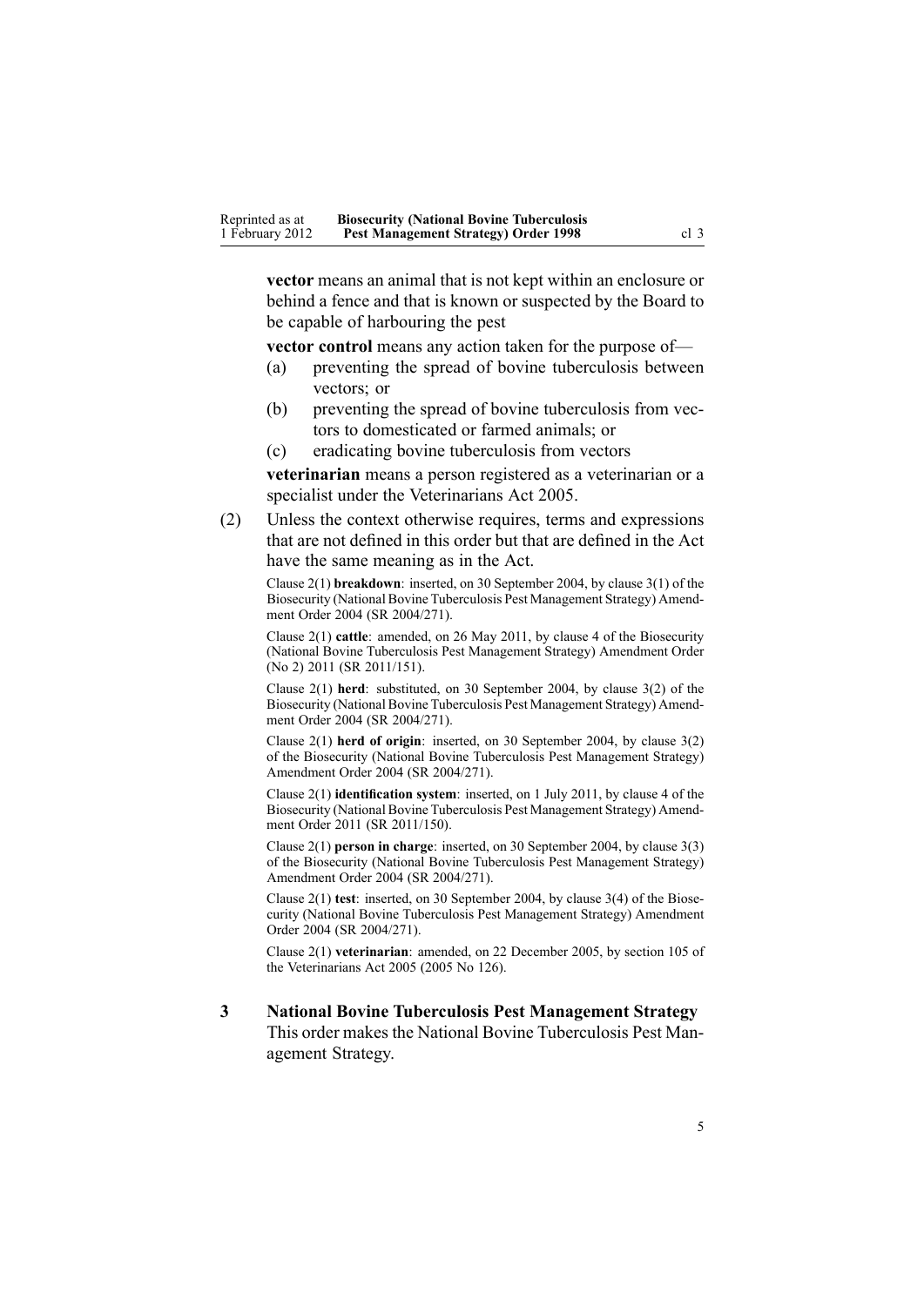**vector** means an animal that is not kept within an enclosure or behind a fence and that is known or suspected by the Board to be capable of harbouring the pest

**vector control** means any action taken for the purpose of—

(a) preventing the spread of bovine tuberculosis between vectors; or

(b) preventing the spread of bovine tuberculosis from vectors to domesticated or farmed animals; or

(c) eradicating bovine tuberculosis from vectors

**veterinarian** means a person registered as a veterinarian or a specialist under the Veterinarians Act 2005.

(2) Unless the context otherwise requires, terms and expressions that are not defined in this order but that are defined in the Act have the same meaning as in the Act.

Clause 2(1) **breakdown**: inserted, on 30 September 2004, by clause 3(1) of the Biosecurity (National Bovine Tuberculosis Pest Management Strategy) Amendment Order 2004 (SR 2004/271).

Clause 2(1) **cattle**: amended, on 26 May 2011, by clause 4 of the Biosecurity (National Bovine Tuberculosis Pest Management Strategy) Amendment Order (No 2) 2011 (SR 2011/151).

Clause 2(1) **herd**: substituted, on 30 September 2004, by clause 3(2) of the Biosecurity (National Bovine Tuberculosis Pest Management Strategy) Amendment Order 2004 (SR 2004/271).

Clause 2(1) **herd of origin**: inserted, on 30 September 2004, by clause 3(2) of the Biosecurity (National Bovine Tuberculosis Pest Management Strategy) Amendment Order 2004 (SR 2004/271).

Clause 2(1) **identification system**: inserted, on 1 July 2011, by clause 4 of the Biosecurity (National Bovine Tuberculosis Pest Management Strategy) Amendment Order 2011 (SR 2011/150).

Clause 2(1) **person in charge**: inserted, on 30 September 2004, by clause 3(3) of the Biosecurity (National Bovine Tuberculosis Pest Management Strategy) Amendment Order 2004 (SR 2004/271).

Clause 2(1) **test**: inserted, on 30 September 2004, by clause 3(4) of the Biosecurity (National Bovine Tuberculosis Pest Management Strategy) Amendment Order 2004 (SR 2004/271).

Clause 2(1) **veterinarian**: amended, on 22 December 2005, by section 105 of the Veterinarians Act 2005 (2005 No 126).

### 3 National Bovine Tuberculosis Pest Management Strategy

This order makes the National Bovine Tuberculosis Pest Management Strategy.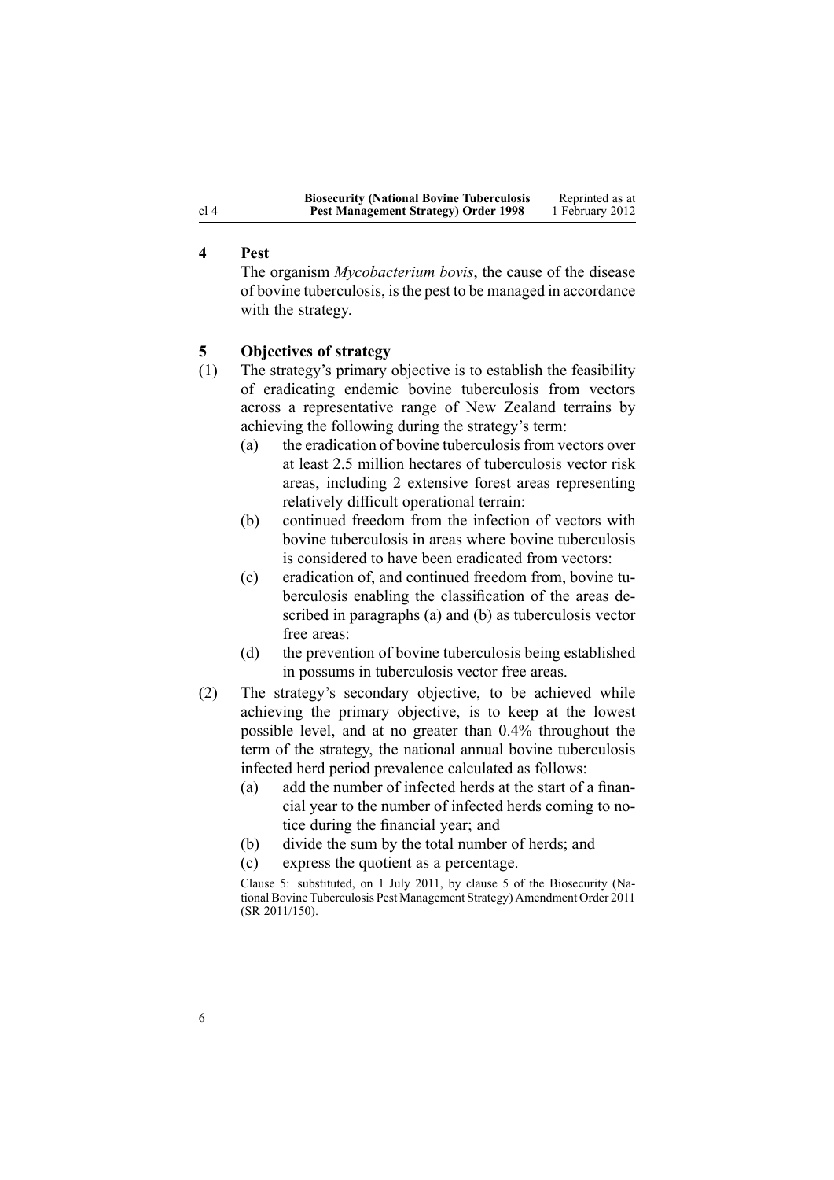## 4 Pest

The organism *Mycobacterium bovis*, the cause of the disease of bovine tuberculosis, is the pest to be managed in accordance with the strategy.

## 5 Objectives of strategy

(1) The strategy's primary objective is to establish the feasibility of eradicating endemic bovine tuberculosis from vectors across a representative range of New Zealand terrains by achieving the following during the strategy's term:

- (a) the eradication of bovine tuberculosis from vectors over at least 2.5 million hectares of tuberculosis vector risk areas, including 2 extensive forest areas representing relatively difficult operational terrain:
- (b) continued freedom from the infection of vectors with bovine tuberculosis in areas where bovine tuberculosis is considered to have been eradicated from vectors:
- (c) eradication of, and continued freedom from, bovine tuberculosis enabling the classification of the areas described in paragraphs (a) and (b) as tuberculosis vector free areas:
- (d) the prevention of bovine tuberculosis being established in possums in tuberculosis vector free areas.

(2) The strategy's secondary objective, to be achieved while achieving the primary objective, is to keep at the lowest possible level, and at no greater than 0.4% throughout the term of the strategy, the national annual bovine tuberculosis infected herd period prevalence calculated as follows:

- (a) add the number of infected herds at the start of a financial year to the number of infected herds coming to notice during the financial year; and
- (b) divide the sum by the total number of herds; and
- (c) express the quotient as a percentage.

Clause 5: substituted, on 1 July 2011, by clause 5 of the Biosecurity (National Bovine Tuberculosis Pest Management Strategy) Amendment Order 2011 (SR 2011/150).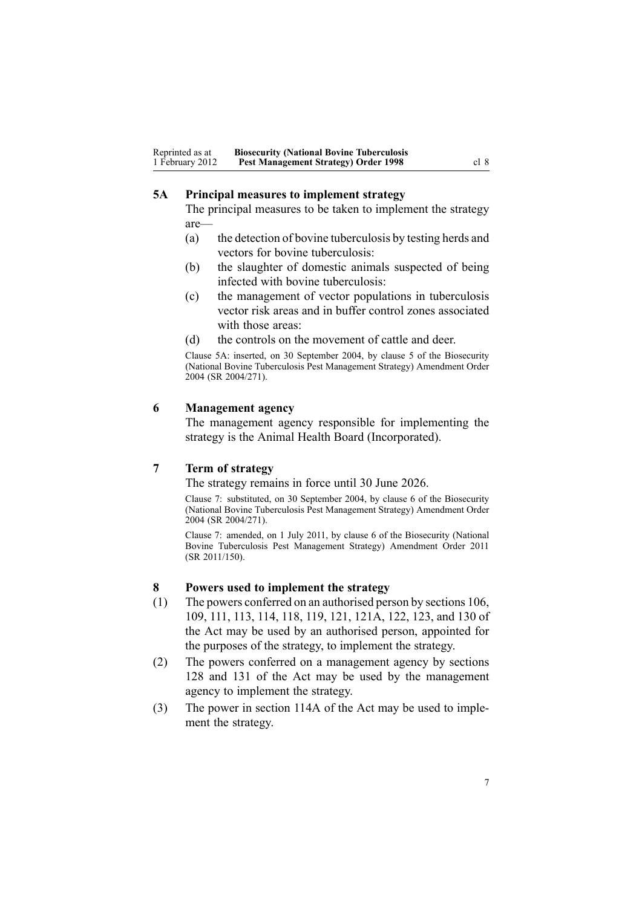### 5A Principal measures to implement strategy

The principal measures to be taken to implement the strategy are—

(a) the detection of bovine tuberculosis by testing herds and vectors for bovine tuberculosis:

(b) the slaughter of domestic animals suspected of being infected with bovine tuberculosis:

(c) the management of vector populations in tuberculosis vector risk areas and in buffer control zones associated with those areas:

(d) the controls on the movement of cattle and deer.

Clause 5A: inserted, on 30 September 2004, by clause 5 of the Biosecurity (National Bovine Tuberculosis Pest Management Strategy) Amendment Order 2004 (SR 2004/271).

### 6 Management agency

The management agency responsible for implementing the strategy is the Animal Health Board (Incorporated).

### 7 Term of strategy

The strategy remains in force until 30 June 2026.

Clause 7: substituted, on 30 September 2004, by clause 6 of the Biosecurity (National Bovine Tuberculosis Pest Management Strategy) Amendment Order 2004 (SR 2004/271).

Clause 7: amended, on 1 July 2011, by clause 6 of the Biosecurity (National Bovine Tuberculosis Pest Management Strategy) Amendment Order 2011 (SR 2011/150).

### 8 Powers used to implement the strategy

(1) The powers conferred on an authorised person by sections 106, 109, 111, 113, 114, 118, 119, 121, 121A, 122, 123, and 130 of the Act may be used by an authorised person, appointed for the purposes of the strategy, to implement the strategy.

(2) The powers conferred on a management agency by sections 128 and 131 of the Act may be used by the management agency to implement the strategy.

(3) The power in section 114A of the Act may be used to implement the strategy.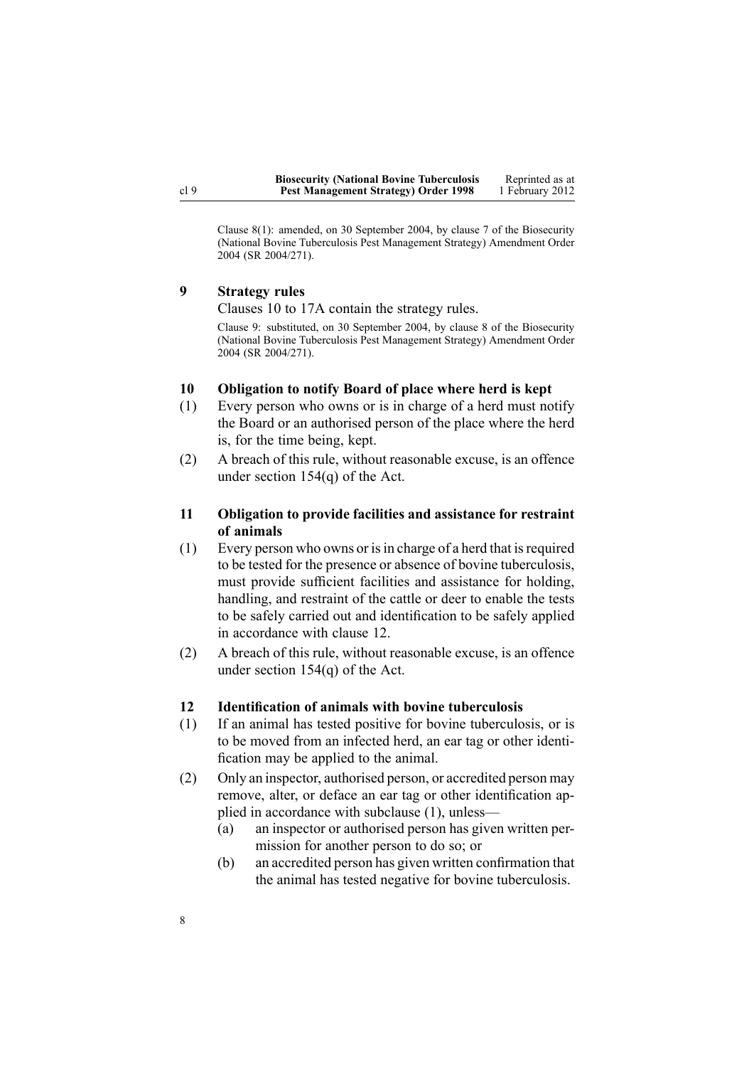Clause 8(1): amended, on 30 September 2004, by clause 7 of the Biosecurity (National Bovine Tuberculosis Pest Management Strategy) Amendment Order 2004 (SR 2004/271).

### 9 Strategy rules

Clauses 10 to 17A contain the strategy rules.

Clause 9: substituted, on 30 September 2004, by clause 8 of the Biosecurity (National Bovine Tuberculosis Pest Management Strategy) Amendment Order 2004 (SR 2004/271).

### 10 Obligation to notify Board of place where herd is kept

(1) Every person who owns or is in charge of a herd must notify the Board or an authorised person of the place where the herd is, for the time being, kept.

(2) A breach of this rule, without reasonable excuse, is an offence under section 154(q) of the Act.

### 11 Obligation to provide facilities and assistance for restraint of animals

(1) Every person who owns or is in charge of a herd that is required to be tested for the presence or absence of bovine tuberculosis, must provide sufficient facilities and assistance for holding, handling, and restraint of the cattle or deer to enable the tests to be safely carried out and identification to be safely applied in accordance with clause 12.

(2) A breach of this rule, without reasonable excuse, is an offence under section 154(q) of the Act.

### 12 Identification of animals with bovine tuberculosis

(1) If an animal has tested positive for bovine tuberculosis, or is to be moved from an infected herd, an ear tag or other identification may be applied to the animal.

(2) Only an inspector, authorised person, or accredited person may remove, alter, or deface an ear tag or other identification applied in accordance with subclause (1), unless—

   (a) an inspector or authorised person has given written permission for another person to do so; or

   (b) an accredited person has given written confirmation that the animal has tested negative for bovine tuberculosis.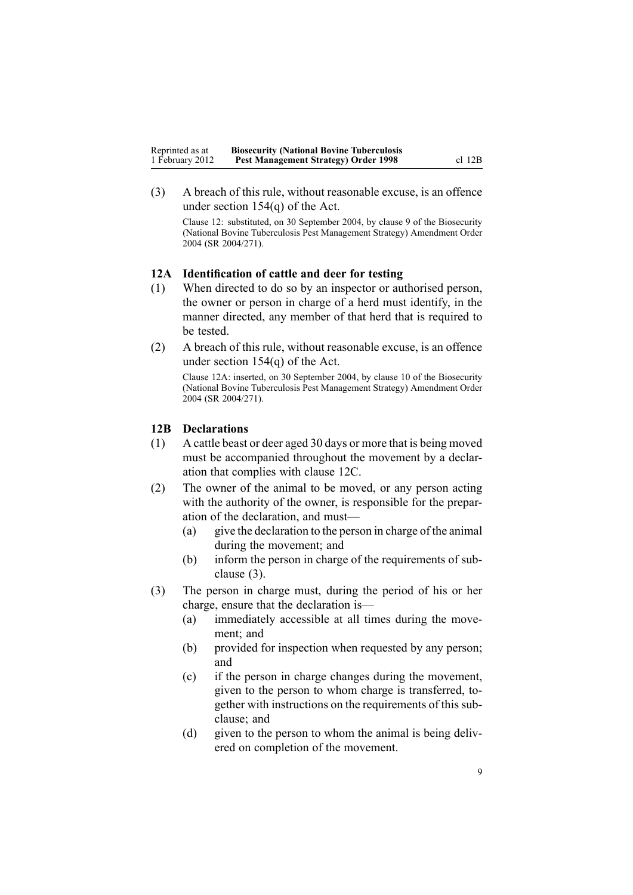(3) A breach of this rule, without reasonable excuse, is an offence under section 154(q) of the Act.

Clause 12: substituted, on 30 September 2004, by clause 9 of the Biosecurity (National Bovine Tuberculosis Pest Management Strategy) Amendment Order 2004 (SR 2004/271).

### 12A Identification of cattle and deer for testing

(1) When directed to do so by an inspector or authorised person, the owner or person in charge of a herd must identify, in the manner directed, any member of that herd that is required to be tested.

(2) A breach of this rule, without reasonable excuse, is an offence under section 154(q) of the Act.

Clause 12A: inserted, on 30 September 2004, by clause 10 of the Biosecurity (National Bovine Tuberculosis Pest Management Strategy) Amendment Order 2004 (SR 2004/271).

### 12B Declarations

(1) A cattle beast or deer aged 30 days or more that is being moved must be accompanied throughout the movement by a declaration that complies with clause 12C.

(2) The owner of the animal to be moved, or any person acting with the authority of the owner, is responsible for the preparation of the declaration, and must—
   - (a) give the declaration to the person in charge of the animal during the movement; and
   - (b) inform the person in charge of the requirements of subclause (3).

(3) The person in charge must, during the period of his or her charge, ensure that the declaration is—
   - (a) immediately accessible at all times during the movement; and
   - (b) provided for inspection when requested by any person; and
   - (c) if the person in charge changes during the movement, given to the person to whom charge is transferred, together with instructions on the requirements of this subclause; and
   - (d) given to the person to whom the animal is being delivered on completion of the movement.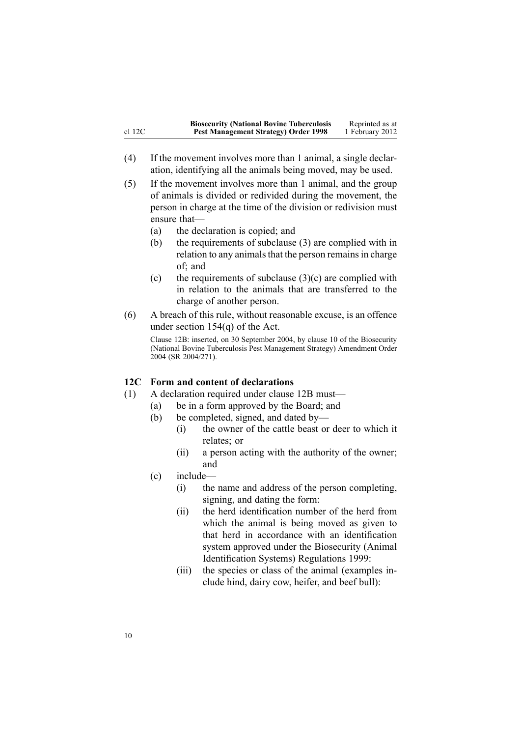(4) If the movement involves more than 1 animal, a single declaration, identifying all the animals being moved, may be used.

(5) If the movement involves more than 1 animal, and the group of animals is divided or redivided during the movement, the person in charge at the time of the division or redivision must ensure that—

- (a) the declaration is copied; and
- (b) the requirements of subclause (3) are complied with in relation to any animals that the person remains in charge of; and
- (c) the requirements of subclause (3)(c) are complied with in relation to the animals that are transferred to the charge of another person.

(6) A breach of this rule, without reasonable excuse, is an offence under section 154(q) of the Act.

Clause 12B: inserted, on 30 September 2004, by clause 10 of the Biosecurity (National Bovine Tuberculosis Pest Management Strategy) Amendment Order 2004 (SR 2004/271).

### 12C Form and content of declarations

(1) A declaration required under clause 12B must—

- (a) be in a form approved by the Board; and
- (b) be completed, signed, and dated by—
  - (i) the owner of the cattle beast or deer to which it relates; or
  - (ii) a person acting with the authority of the owner; and
- (c) include—
  - (i) the name and address of the person completing, signing, and dating the form:
  - (ii) the herd identification number of the herd from which the animal is being moved as given to that herd in accordance with an identification system approved under the Biosecurity (Animal Identification Systems) Regulations 1999:
  - (iii) the species or class of the animal (examples include hind, dairy cow, heifer, and beef bull):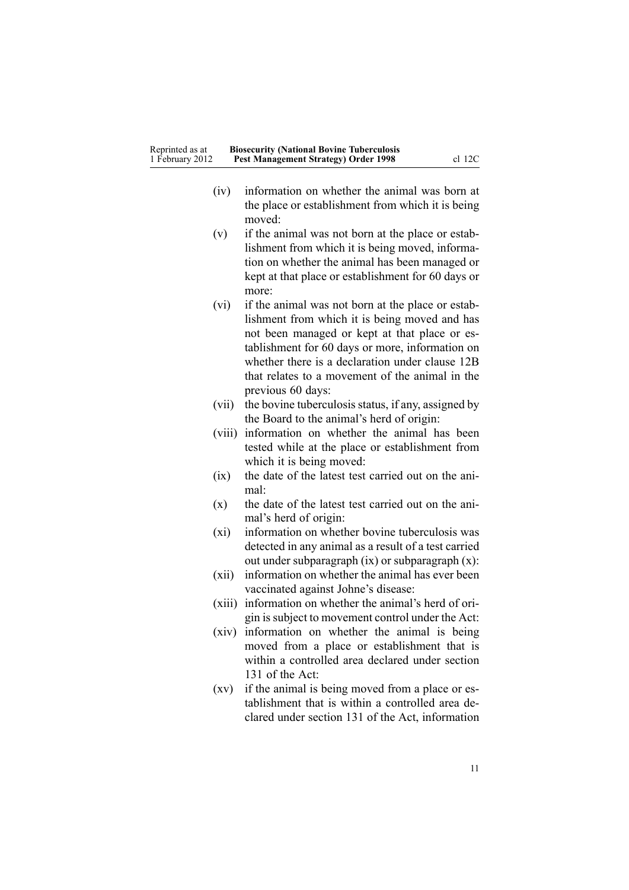(iv) information on whether the animal was born at the place or establishment from which it is being moved:

(v) if the animal was not born at the place or establishment from which it is being moved, information on whether the animal has been managed or kept at that place or establishment for 60 days or more:

(vi) if the animal was not born at the place or establishment from which it is being moved and has not been managed or kept at that place or establishment for 60 days or more, information on whether there is a declaration under clause 12B that relates to a movement of the animal in the previous 60 days:

(vii) the bovine tuberculosis status, if any, assigned by the Board to the animal's herd of origin:

(viii) information on whether the animal has been tested while at the place or establishment from which it is being moved:

(ix) the date of the latest test carried out on the animal:

(x) the date of the latest test carried out on the animal's herd of origin:

(xi) information on whether bovine tuberculosis was detected in any animal as a result of a test carried out under subparagraph (ix) or subparagraph (x):

(xii) information on whether the animal has ever been vaccinated against Johne's disease:

(xiii) information on whether the animal's herd of origin is subject to movement control under the Act:

(xiv) information on whether the animal is being moved from a place or establishment that is within a controlled area declared under section 131 of the Act:

(xv) if the animal is being moved from a place or establishment that is within a controlled area declared under section 131 of the Act, information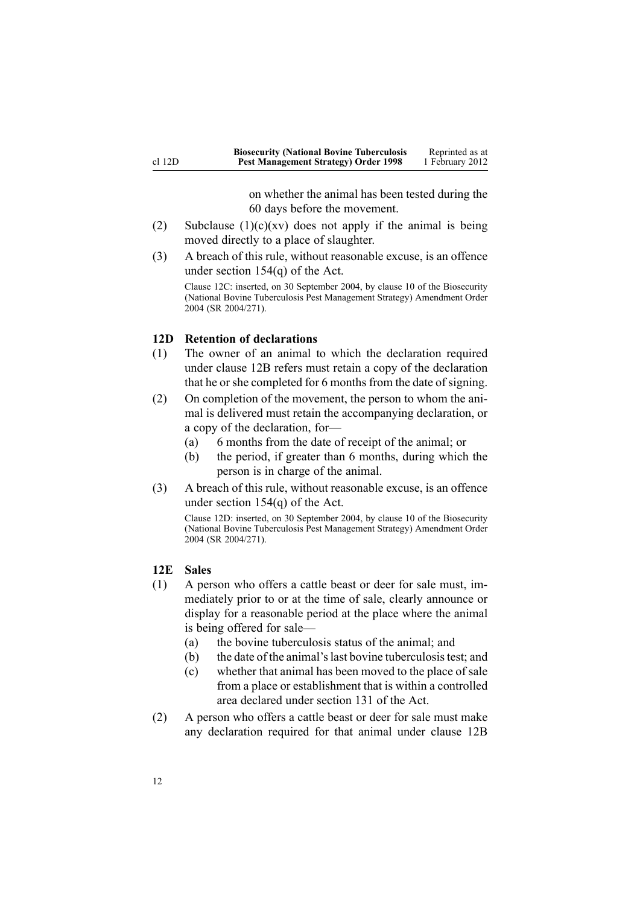on whether the animal has been tested during the 60 days before the movement.

(2) Subclause (1)(c)(xv) does not apply if the animal is being moved directly to a place of slaughter.

(3) A breach of this rule, without reasonable excuse, is an offence under section 154(q) of the Act.

Clause 12C: inserted, on 30 September 2004, by clause 10 of the Biosecurity (National Bovine Tuberculosis Pest Management Strategy) Amendment Order 2004 (SR 2004/271).

### 12D Retention of declarations

(1) The owner of an animal to which the declaration required under clause 12B refers must retain a copy of the declaration that he or she completed for 6 months from the date of signing.

(2) On completion of the movement, the person to whom the animal is delivered must retain the accompanying declaration, or a copy of the declaration, for—

- (a) 6 months from the date of receipt of the animal; or
- (b) the period, if greater than 6 months, during which the person is in charge of the animal.

(3) A breach of this rule, without reasonable excuse, is an offence under section 154(q) of the Act.

Clause 12D: inserted, on 30 September 2004, by clause 10 of the Biosecurity (National Bovine Tuberculosis Pest Management Strategy) Amendment Order 2004 (SR 2004/271).

### 12E Sales

(1) A person who offers a cattle beast or deer for sale must, immediately prior to or at the time of sale, clearly announce or display for a reasonable period at the place where the animal is being offered for sale—

- (a) the bovine tuberculosis status of the animal; and
- (b) the date of the animal's last bovine tuberculosis test; and
- (c) whether that animal has been moved to the place of sale from a place or establishment that is within a controlled area declared under section 131 of the Act.

(2) A person who offers a cattle beast or deer for sale must make any declaration required for that animal under clause 12B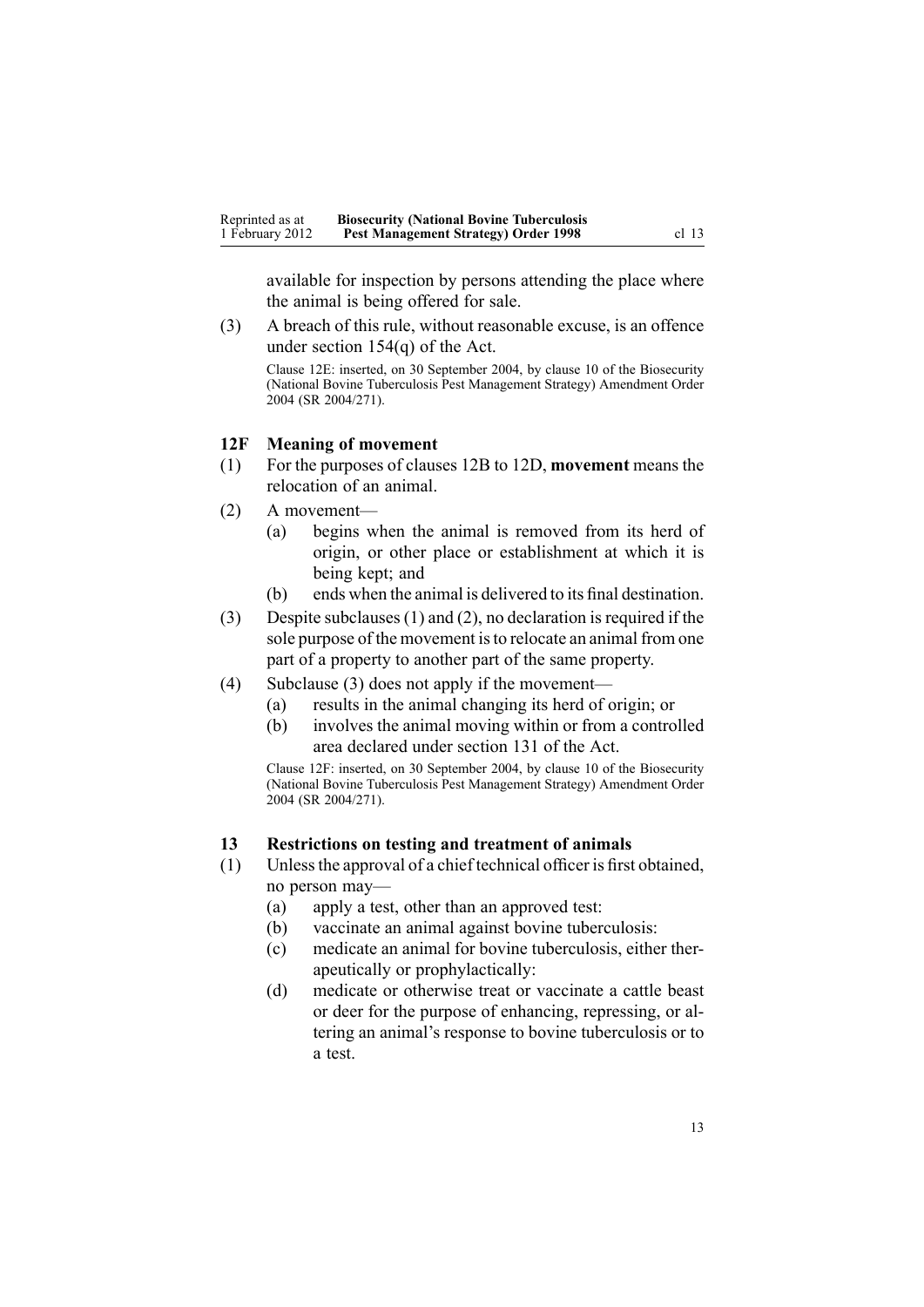available for inspection by persons attending the place where the animal is being offered for sale.

(3) A breach of this rule, without reasonable excuse, is an offence under section 154(q) of the Act.

Clause 12E: inserted, on 30 September 2004, by clause 10 of the Biosecurity (National Bovine Tuberculosis Pest Management Strategy) Amendment Order 2004 (SR 2004/271).

### 12F Meaning of movement

(1) For the purposes of clauses 12B to 12D, **movement** means the relocation of an animal.

(2) A movement—

(a) begins when the animal is removed from its herd of origin, or other place or establishment at which it is being kept; and

(b) ends when the animal is delivered to its final destination.

(3) Despite subclauses (1) and (2), no declaration is required if the sole purpose of the movement is to relocate an animal from one part of a property to another part of the same property.

(4) Subclause (3) does not apply if the movement—

(a) results in the animal changing its herd of origin; or

(b) involves the animal moving within or from a controlled area declared under section 131 of the Act.

Clause 12F: inserted, on 30 September 2004, by clause 10 of the Biosecurity (National Bovine Tuberculosis Pest Management Strategy) Amendment Order 2004 (SR 2004/271).

### 13 Restrictions on testing and treatment of animals

(1) Unless the approval of a chief technical officer is first obtained, no person may—

(a) apply a test, other than an approved test:

(b) vaccinate an animal against bovine tuberculosis:

(c) medicate an animal for bovine tuberculosis, either therapeutically or prophylactically:

(d) medicate or otherwise treat or vaccinate a cattle beast or deer for the purpose of enhancing, repressing, or altering an animal's response to bovine tuberculosis or to a test.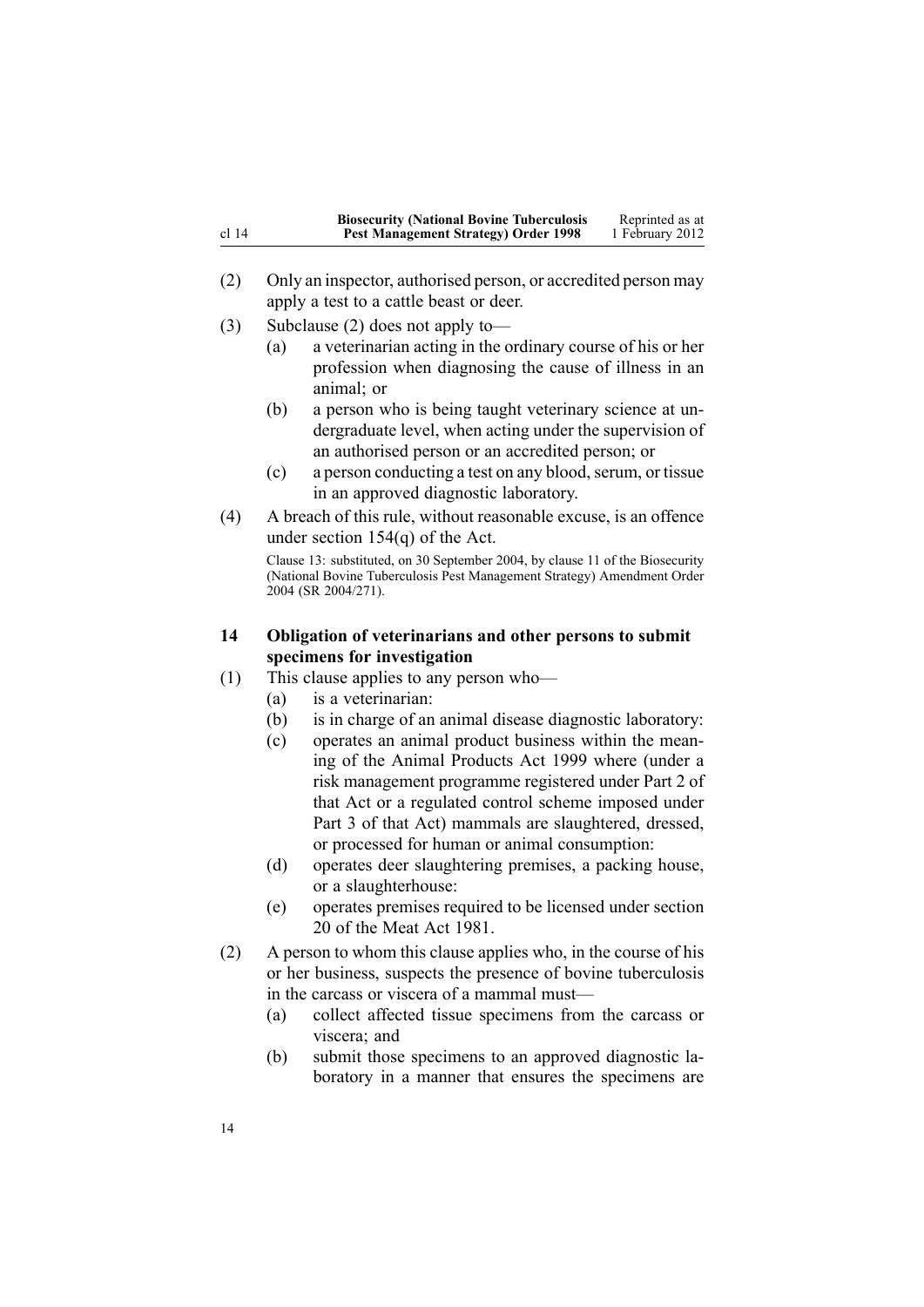(2) Only an inspector, authorised person, or accredited person may apply a test to a cattle beast or deer.

(3) Subclause (2) does not apply to—

  (a) a veterinarian acting in the ordinary course of his or her profession when diagnosing the cause of illness in an animal; or

  (b) a person who is being taught veterinary science at undergraduate level, when acting under the supervision of an authorised person or an accredited person; or

  (c) a person conducting a test on any blood, serum, or tissue in an approved diagnostic laboratory.

(4) A breach of this rule, without reasonable excuse, is an offence under section 154(q) of the Act.

Clause 13: substituted, on 30 September 2004, by clause 11 of the Biosecurity (National Bovine Tuberculosis Pest Management Strategy) Amendment Order 2004 (SR 2004/271).

### 14 Obligation of veterinarians and other persons to submit specimens for investigation

(1) This clause applies to any person who—

  (a) is a veterinarian:

  (b) is in charge of an animal disease diagnostic laboratory:

  (c) operates an animal product business within the meaning of the Animal Products Act 1999 where (under a risk management programme registered under Part 2 of that Act or a regulated control scheme imposed under Part 3 of that Act) mammals are slaughtered, dressed, or processed for human or animal consumption:

  (d) operates deer slaughtering premises, a packing house, or a slaughterhouse:

  (e) operates premises required to be licensed under section 20 of the Meat Act 1981.

(2) A person to whom this clause applies who, in the course of his or her business, suspects the presence of bovine tuberculosis in the carcass or viscera of a mammal must—

  (a) collect affected tissue specimens from the carcass or viscera; and

  (b) submit those specimens to an approved diagnostic laboratory in a manner that ensures the specimens are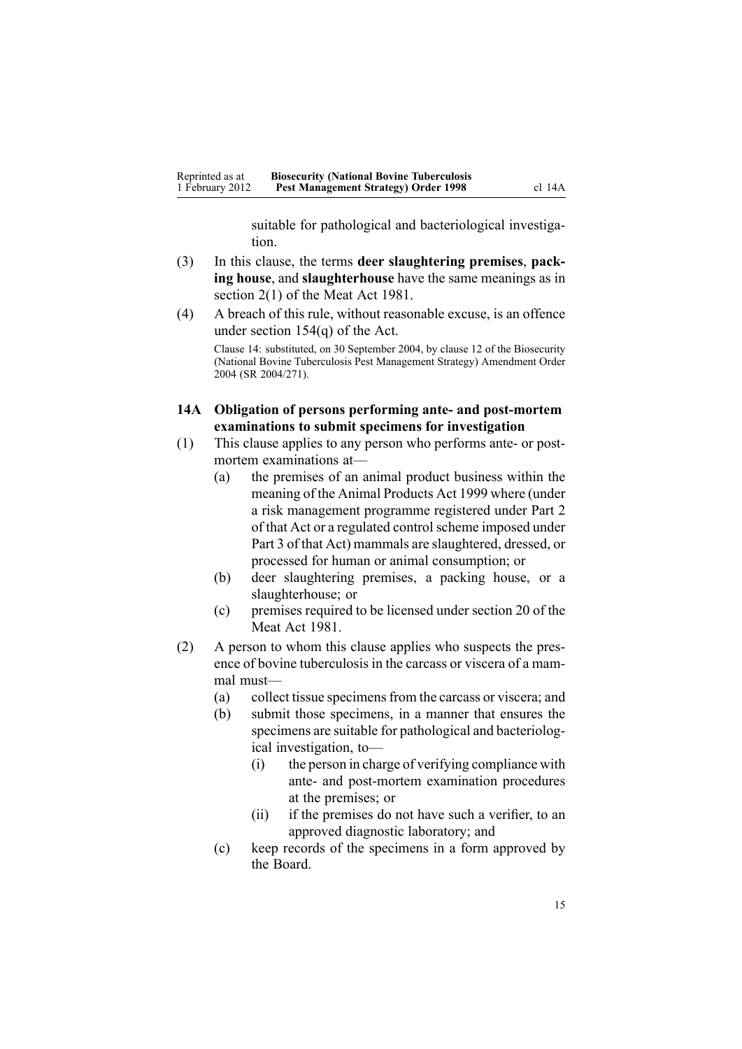suitable for pathological and bacteriological investigation.

(3) In this clause, the terms **deer slaughtering premises**, **packing house**, and **slaughterhouse** have the same meanings as in section 2(1) of the Meat Act 1981.

(4) A breach of this rule, without reasonable excuse, is an offence under section 154(q) of the Act.

Clause 14: substituted, on 30 September 2004, by clause 12 of the Biosecurity (National Bovine Tuberculosis Pest Management Strategy) Amendment Order 2004 (SR 2004/271).

### 14A Obligation of persons performing ante- and post-mortem examinations to submit specimens for investigation

(1) This clause applies to any person who performs ante- or post-mortem examinations at—

- (a) the premises of an animal product business within the meaning of the Animal Products Act 1999 where (under a risk management programme registered under Part 2 of that Act or a regulated control scheme imposed under Part 3 of that Act) mammals are slaughtered, dressed, or processed for human or animal consumption; or
- (b) deer slaughtering premises, a packing house, or a slaughterhouse; or
- (c) premises required to be licensed under section 20 of the Meat Act 1981.

(2) A person to whom this clause applies who suspects the presence of bovine tuberculosis in the carcass or viscera of a mammal must—

- (a) collect tissue specimens from the carcass or viscera; and
- (b) submit those specimens, in a manner that ensures the specimens are suitable for pathological and bacteriological investigation, to—
  - (i) the person in charge of verifying compliance with ante- and post-mortem examination procedures at the premises; or
  - (ii) if the premises do not have such a verifier, to an approved diagnostic laboratory; and
- (c) keep records of the specimens in a form approved by the Board.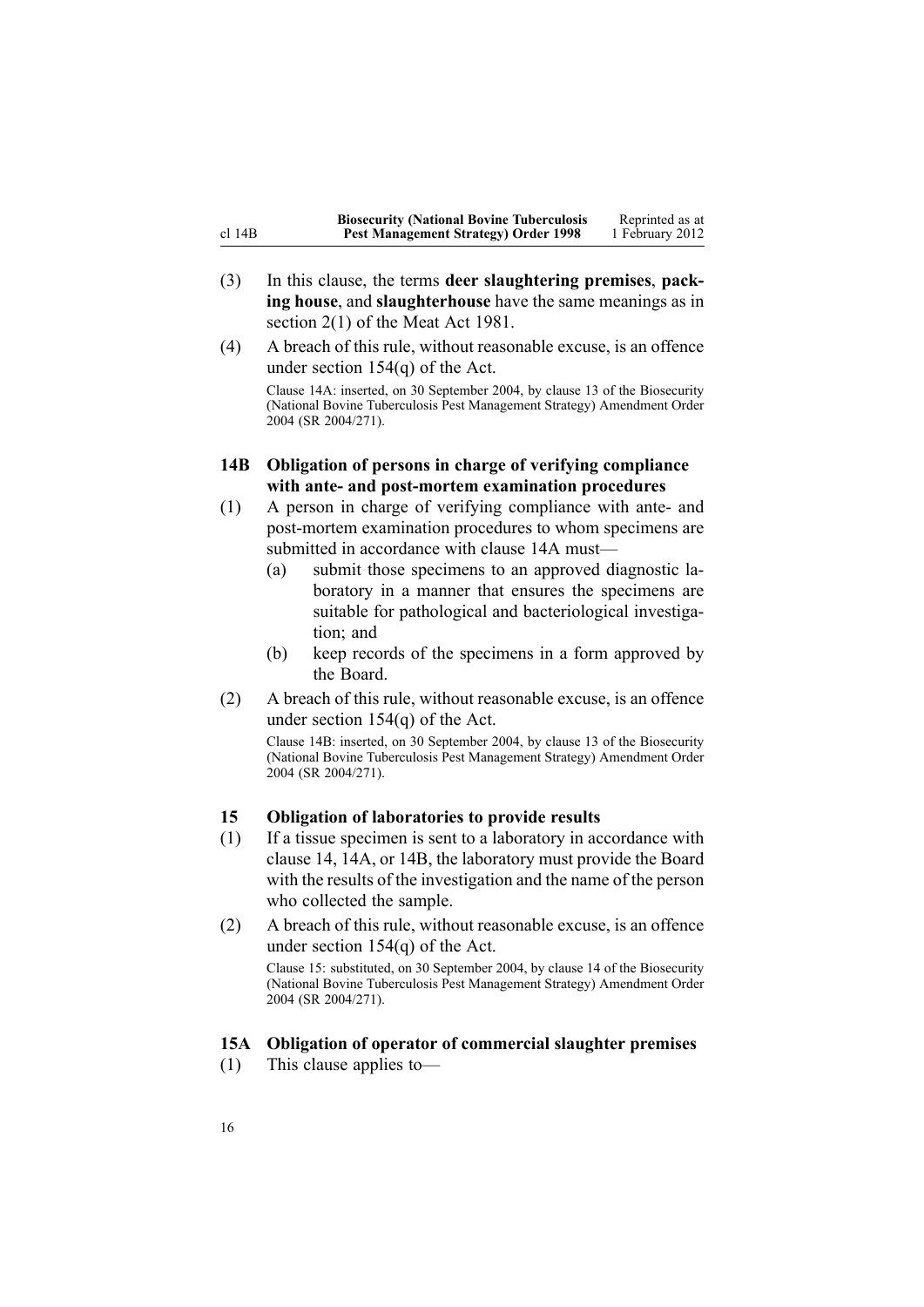(3) In this clause, the terms **deer slaughtering premises**, **packing house**, and **slaughterhouse** have the same meanings as in section 2(1) of the Meat Act 1981.

(4) A breach of this rule, without reasonable excuse, is an offence under section 154(q) of the Act.

Clause 14A: inserted, on 30 September 2004, by clause 13 of the Biosecurity (National Bovine Tuberculosis Pest Management Strategy) Amendment Order 2004 (SR 2004/271).

### 14B Obligation of persons in charge of verifying compliance with ante- and post-mortem examination procedures

(1) A person in charge of verifying compliance with ante- and post-mortem examination procedures to whom specimens are submitted in accordance with clause 14A must—

- (a) submit those specimens to an approved diagnostic laboratory in a manner that ensures the specimens are suitable for pathological and bacteriological investigation; and
- (b) keep records of the specimens in a form approved by the Board.

(2) A breach of this rule, without reasonable excuse, is an offence under section 154(q) of the Act.

Clause 14B: inserted, on 30 September 2004, by clause 13 of the Biosecurity (National Bovine Tuberculosis Pest Management Strategy) Amendment Order 2004 (SR 2004/271).

### 15 Obligation of laboratories to provide results

(1) If a tissue specimen is sent to a laboratory in accordance with clause 14, 14A, or 14B, the laboratory must provide the Board with the results of the investigation and the name of the person who collected the sample.

(2) A breach of this rule, without reasonable excuse, is an offence under section 154(q) of the Act.

Clause 15: substituted, on 30 September 2004, by clause 14 of the Biosecurity (National Bovine Tuberculosis Pest Management Strategy) Amendment Order 2004 (SR 2004/271).

### 15A Obligation of operator of commercial slaughter premises

(1) This clause applies to—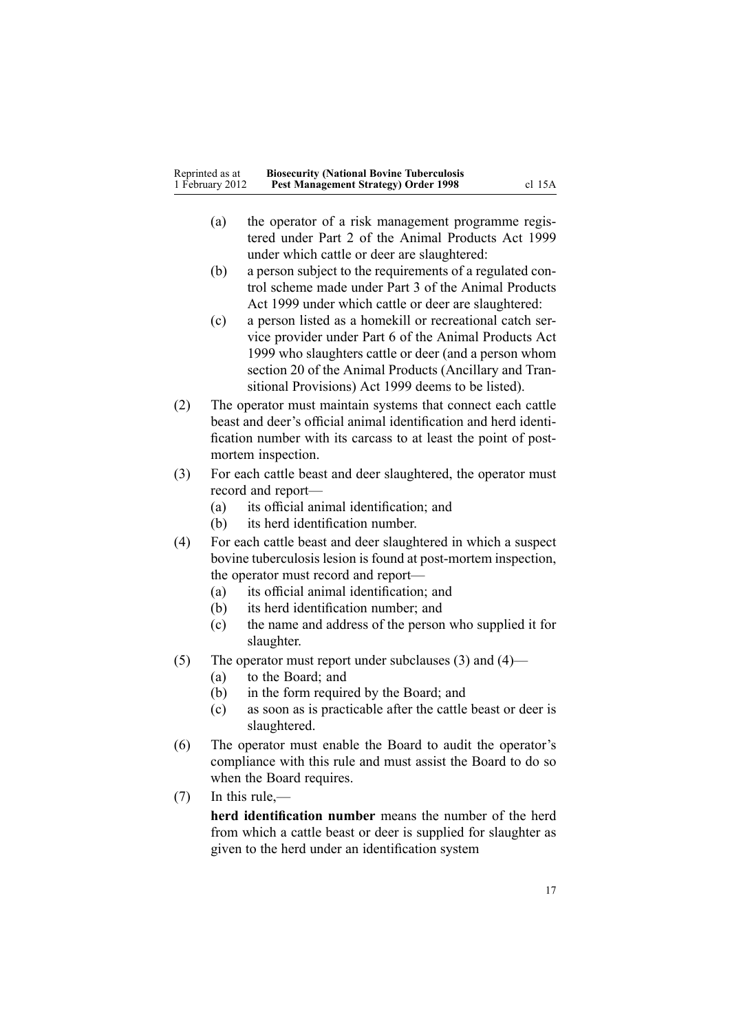(a) the operator of a risk management programme registered under Part 2 of the Animal Products Act 1999 under which cattle or deer are slaughtered:

(b) a person subject to the requirements of a regulated control scheme made under Part 3 of the Animal Products Act 1999 under which cattle or deer are slaughtered:

(c) a person listed as a homekill or recreational catch service provider under Part 6 of the Animal Products Act 1999 who slaughters cattle or deer (and a person whom section 20 of the Animal Products (Ancillary and Transitional Provisions) Act 1999 deems to be listed).

(2) The operator must maintain systems that connect each cattle beast and deer's official animal identification and herd identification number with its carcass to at least the point of post-mortem inspection.

(3) For each cattle beast and deer slaughtered, the operator must record and report—

(a) its official animal identification; and

(b) its herd identification number.

(4) For each cattle beast and deer slaughtered in which a suspect bovine tuberculosis lesion is found at post-mortem inspection, the operator must record and report—

(a) its official animal identification; and

(b) its herd identification number; and

(c) the name and address of the person who supplied it for slaughter.

(5) The operator must report under subclauses (3) and (4)—

(a) to the Board; and

(b) in the form required by the Board; and

(c) as soon as is practicable after the cattle beast or deer is slaughtered.

(6) The operator must enable the Board to audit the operator's compliance with this rule and must assist the Board to do so when the Board requires.

(7) In this rule,—

**herd identification number** means the number of the herd from which a cattle beast or deer is supplied for slaughter as given to the herd under an identification system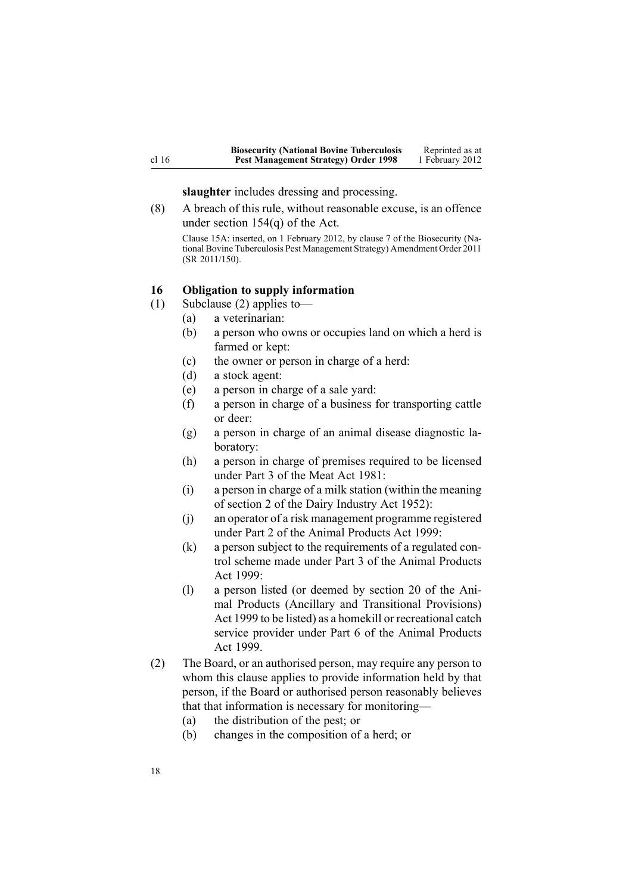**slaughter** includes dressing and processing.

(8) A breach of this rule, without reasonable excuse, is an offence under section 154(q) of the Act.

Clause 15A: inserted, on 1 February 2012, by clause 7 of the Biosecurity (National Bovine Tuberculosis Pest Management Strategy) Amendment Order 2011 (SR 2011/150).

### 16 Obligation to supply information

(1) Subclause (2) applies to—

- (a) a veterinarian:
- (b) a person who owns or occupies land on which a herd is farmed or kept:
- (c) the owner or person in charge of a herd:
- (d) a stock agent:
- (e) a person in charge of a sale yard:
- (f) a person in charge of a business for transporting cattle or deer:
- (g) a person in charge of an animal disease diagnostic laboratory:
- (h) a person in charge of premises required to be licensed under Part 3 of the Meat Act 1981:
- (i) a person in charge of a milk station (within the meaning of section 2 of the Dairy Industry Act 1952):
- (j) an operator of a risk management programme registered under Part 2 of the Animal Products Act 1999:
- (k) a person subject to the requirements of a regulated control scheme made under Part 3 of the Animal Products Act 1999:
- (l) a person listed (or deemed by section 20 of the Animal Products (Ancillary and Transitional Provisions) Act 1999 to be listed) as a homekill or recreational catch service provider under Part 6 of the Animal Products Act 1999.

(2) The Board, or an authorised person, may require any person to whom this clause applies to provide information held by that person, if the Board or authorised person reasonably believes that that information is necessary for monitoring—

- (a) the distribution of the pest; or
- (b) changes in the composition of a herd; or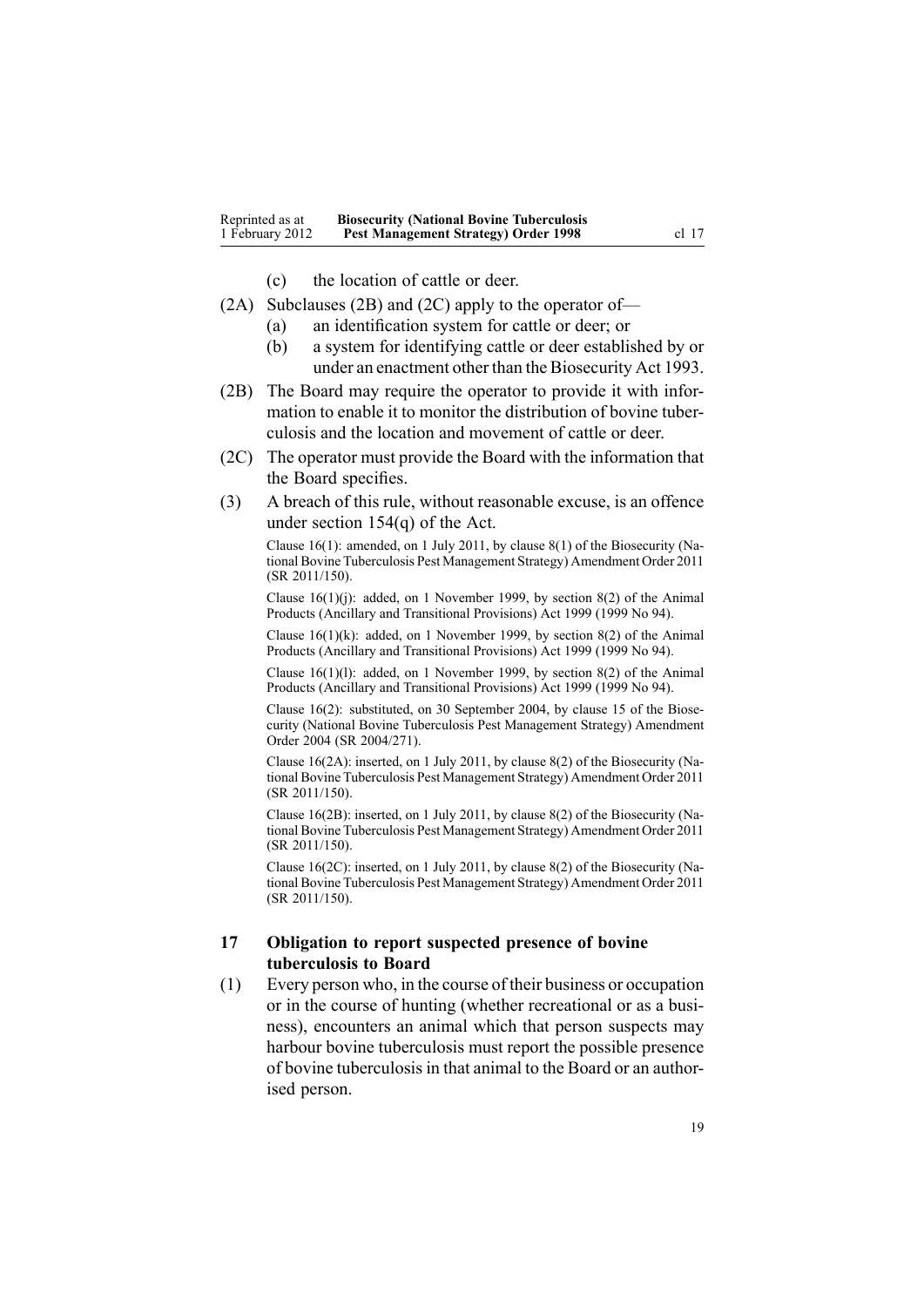(c) the location of cattle or deer.

(2A) Subclauses (2B) and (2C) apply to the operator of—

(a) an identification system for cattle or deer; or

(b) a system for identifying cattle or deer established by or under an enactment other than the Biosecurity Act 1993.

(2B) The Board may require the operator to provide it with information to enable it to monitor the distribution of bovine tuberculosis and the location and movement of cattle or deer.

(2C) The operator must provide the Board with the information that the Board specifies.

(3) A breach of this rule, without reasonable excuse, is an offence under section 154(q) of the Act.

Clause 16(1): amended, on 1 July 2011, by clause 8(1) of the Biosecurity (National Bovine Tuberculosis Pest Management Strategy) Amendment Order 2011 (SR 2011/150).

Clause 16(1)(j): added, on 1 November 1999, by section 8(2) of the Animal Products (Ancillary and Transitional Provisions) Act 1999 (1999 No 94).

Clause 16(1)(k): added, on 1 November 1999, by section 8(2) of the Animal Products (Ancillary and Transitional Provisions) Act 1999 (1999 No 94).

Clause 16(1)(l): added, on 1 November 1999, by section 8(2) of the Animal Products (Ancillary and Transitional Provisions) Act 1999 (1999 No 94).

Clause 16(2): substituted, on 30 September 2004, by clause 15 of the Biosecurity (National Bovine Tuberculosis Pest Management Strategy) Amendment Order 2004 (SR 2004/271).

Clause 16(2A): inserted, on 1 July 2011, by clause 8(2) of the Biosecurity (National Bovine Tuberculosis Pest Management Strategy) Amendment Order 2011 (SR 2011/150).

Clause 16(2B): inserted, on 1 July 2011, by clause 8(2) of the Biosecurity (National Bovine Tuberculosis Pest Management Strategy) Amendment Order 2011 (SR 2011/150).

Clause 16(2C): inserted, on 1 July 2011, by clause 8(2) of the Biosecurity (National Bovine Tuberculosis Pest Management Strategy) Amendment Order 2011 (SR 2011/150).

## 17 Obligation to report suspected presence of bovine tuberculosis to Board

(1) Every person who, in the course of their business or occupation or in the course of hunting (whether recreational or as a business), encounters an animal which that person suspects may harbour bovine tuberculosis must report the possible presence of bovine tuberculosis in that animal to the Board or an authorised person.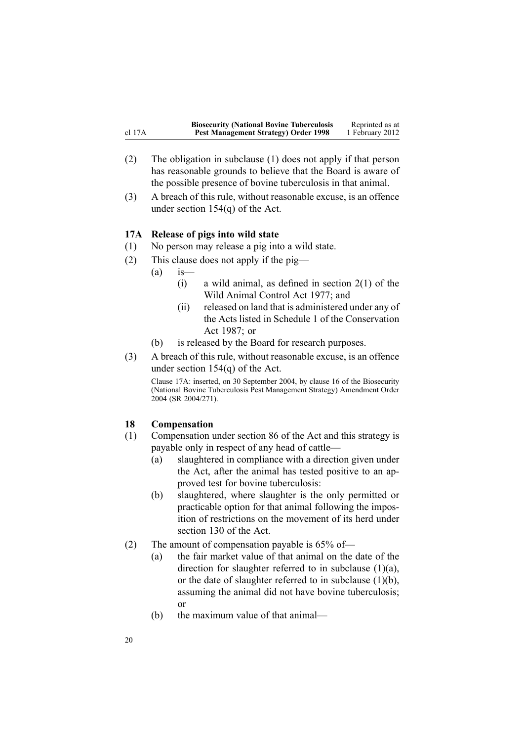(2) The obligation in subclause (1) does not apply if that person has reasonable grounds to believe that the Board is aware of the possible presence of bovine tuberculosis in that animal.

(3) A breach of this rule, without reasonable excuse, is an offence under section 154(q) of the Act.

### 17A Release of pigs into wild state

(1) No person may release a pig into a wild state.

(2) This clause does not apply if the pig—

   (a) is—

      (i) a wild animal, as defined in section 2(1) of the Wild Animal Control Act 1977; and

      (ii) released on land that is administered under any of the Acts listed in Schedule 1 of the Conservation Act 1987; or

   (b) is released by the Board for research purposes.

(3) A breach of this rule, without reasonable excuse, is an offence under section 154(q) of the Act.

Clause 17A: inserted, on 30 September 2004, by clause 16 of the Biosecurity (National Bovine Tuberculosis Pest Management Strategy) Amendment Order 2004 (SR 2004/271).

### 18 Compensation

(1) Compensation under section 86 of the Act and this strategy is payable only in respect of any head of cattle—

   (a) slaughtered in compliance with a direction given under the Act, after the animal has tested positive to an approved test for bovine tuberculosis:

   (b) slaughtered, where slaughter is the only permitted or practicable option for that animal following the imposition of restrictions on the movement of its herd under section 130 of the Act.

(2) The amount of compensation payable is 65% of—

   (a) the fair market value of that animal on the date of the direction for slaughter referred to in subclause (1)(a), or the date of slaughter referred to in subclause (1)(b), assuming the animal did not have bovine tuberculosis; or

   (b) the maximum value of that animal—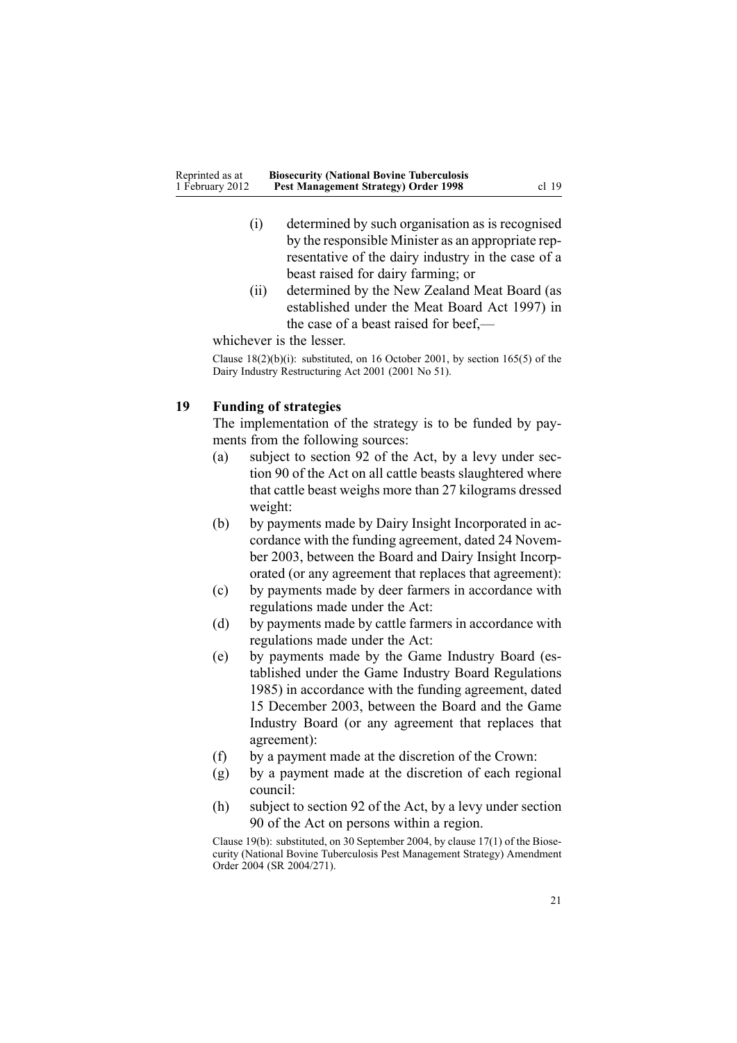(i) determined by such organisation as is recognised by the responsible Minister as an appropriate representative of the dairy industry in the case of a beast raised for dairy farming; or

(ii) determined by the New Zealand Meat Board (as established under the Meat Board Act 1997) in the case of a beast raised for beef,—

whichever is the lesser.

Clause 18(2)(b)(i): substituted, on 16 October 2001, by section 165(5) of the Dairy Industry Restructuring Act 2001 (2001 No 51).

## 19 Funding of strategies

The implementation of the strategy is to be funded by payments from the following sources:

(a) subject to section 92 of the Act, by a levy under section 90 of the Act on all cattle beasts slaughtered where that cattle beast weighs more than 27 kilograms dressed weight:

(b) by payments made by Dairy Insight Incorporated in accordance with the funding agreement, dated 24 November 2003, between the Board and Dairy Insight Incorporated (or any agreement that replaces that agreement):

(c) by payments made by deer farmers in accordance with regulations made under the Act:

(d) by payments made by cattle farmers in accordance with regulations made under the Act:

(e) by payments made by the Game Industry Board (established under the Game Industry Board Regulations 1985) in accordance with the funding agreement, dated 15 December 2003, between the Board and the Game Industry Board (or any agreement that replaces that agreement):

(f) by a payment made at the discretion of the Crown:

(g) by a payment made at the discretion of each regional council:

(h) subject to section 92 of the Act, by a levy under section 90 of the Act on persons within a region.

Clause 19(b): substituted, on 30 September 2004, by clause 17(1) of the Biosecurity (National Bovine Tuberculosis Pest Management Strategy) Amendment Order 2004 (SR 2004/271).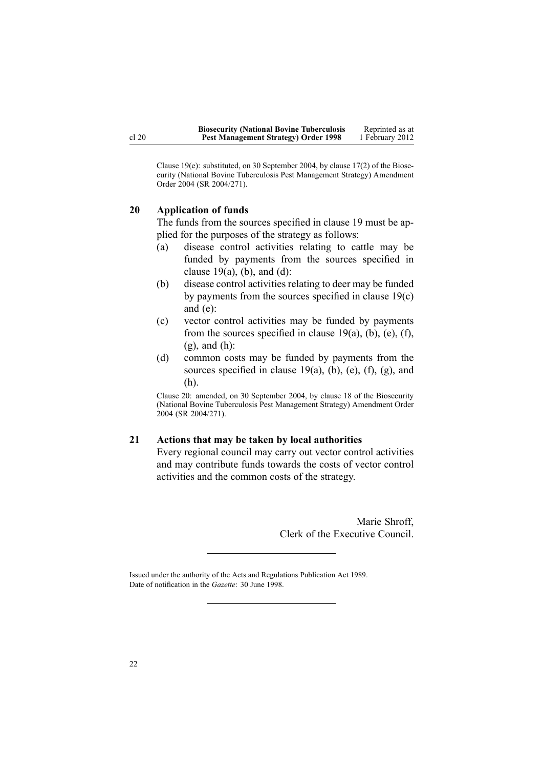Clause 19(e): substituted, on 30 September 2004, by clause 17(2) of the Biosecurity (National Bovine Tuberculosis Pest Management Strategy) Amendment Order 2004 (SR 2004/271).

## 20 Application of funds

The funds from the sources specified in clause 19 must be applied for the purposes of the strategy as follows:

(a) disease control activities relating to cattle may be funded by payments from the sources specified in clause 19(a), (b), and (d):

(b) disease control activities relating to deer may be funded by payments from the sources specified in clause 19(c) and (e):

(c) vector control activities may be funded by payments from the sources specified in clause 19(a), (b), (e), (f), (g), and (h):

(d) common costs may be funded by payments from the sources specified in clause 19(a), (b), (e), (f), (g), and (h).

Clause 20: amended, on 30 September 2004, by clause 18 of the Biosecurity (National Bovine Tuberculosis Pest Management Strategy) Amendment Order 2004 (SR 2004/271).

## 21 Actions that may be taken by local authorities

Every regional council may carry out vector control activities and may contribute funds towards the costs of vector control activities and the common costs of the strategy.

Marie Shroff,
Clerk of the Executive Council.

---

Issued under the authority of the Acts and Regulations Publication Act 1989.
Date of notification in the *Gazette*: 30 June 1998.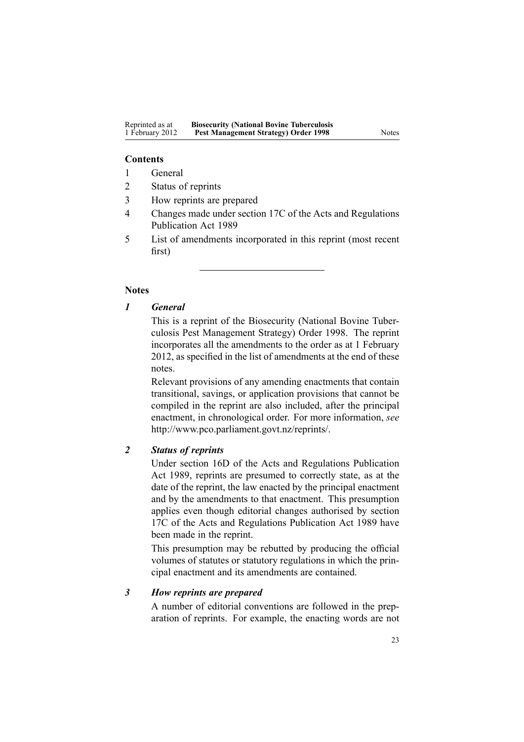**Contents**

1 General
2 Status of reprints
3 How reprints are prepared
4 Changes made under section 17C of the Acts and Regulations Publication Act 1989
5 List of amendments incorporated in this reprint (most recent first)

---

**Notes**

### *1 General*

This is a reprint of the Biosecurity (National Bovine Tuberculosis Pest Management Strategy) Order 1998. The reprint incorporates all the amendments to the order as at 1 February 2012, as specified in the list of amendments at the end of these notes.

Relevant provisions of any amending enactments that contain transitional, savings, or application provisions that cannot be compiled in the reprint are also included, after the principal enactment, in chronological order. For more information, *see* http://www.pco.parliament.govt.nz/reprints/.

### *2 Status of reprints*

Under section 16D of the Acts and Regulations Publication Act 1989, reprints are presumed to correctly state, as at the date of the reprint, the law enacted by the principal enactment and by the amendments to that enactment. This presumption applies even though editorial changes authorised by section 17C of the Acts and Regulations Publication Act 1989 have been made in the reprint.

This presumption may be rebutted by producing the official volumes of statutes or statutory regulations in which the principal enactment and its amendments are contained.

### *3 How reprints are prepared*

A number of editorial conventions are followed in the preparation of reprints. For example, the enacting words are not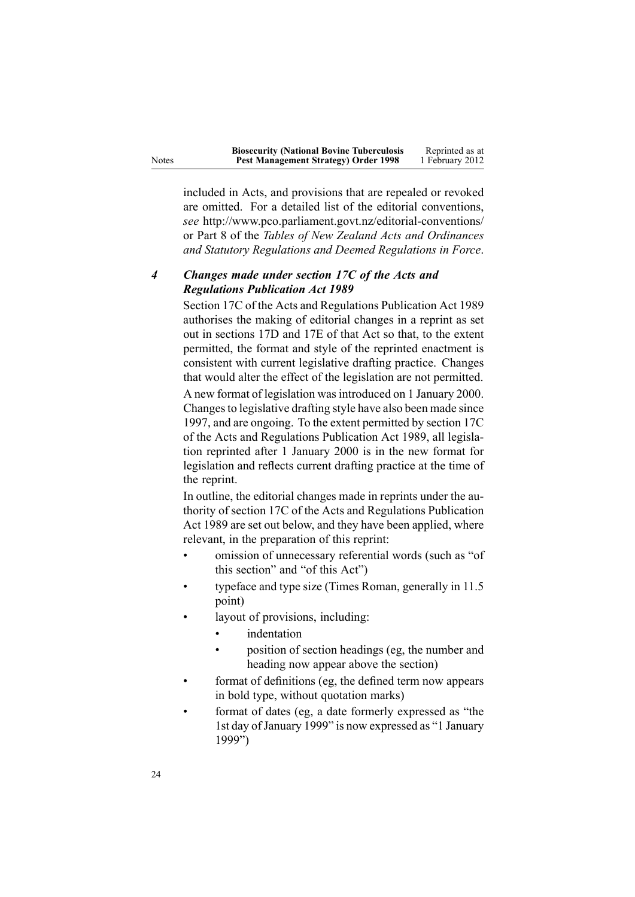included in Acts, and provisions that are repealed or revoked are omitted. For a detailed list of the editorial conventions, *see* http://www.pco.parliament.govt.nz/editorial-conventions/ or Part 8 of the *Tables of New Zealand Acts and Ordinances and Statutory Regulations and Deemed Regulations in Force*.

### *4 Changes made under section 17C of the Acts and Regulations Publication Act 1989*

Section 17C of the Acts and Regulations Publication Act 1989 authorises the making of editorial changes in a reprint as set out in sections 17D and 17E of that Act so that, to the extent permitted, the format and style of the reprinted enactment is consistent with current legislative drafting practice. Changes that would alter the effect of the legislation are not permitted.

A new format of legislation was introduced on 1 January 2000. Changes to legislative drafting style have also been made since 1997, and are ongoing. To the extent permitted by section 17C of the Acts and Regulations Publication Act 1989, all legislation reprinted after 1 January 2000 is in the new format for legislation and reflects current drafting practice at the time of the reprint.

In outline, the editorial changes made in reprints under the authority of section 17C of the Acts and Regulations Publication Act 1989 are set out below, and they have been applied, where relevant, in the preparation of this reprint:

- omission of unnecessary referential words (such as "of this section" and "of this Act")
- typeface and type size (Times Roman, generally in 11.5 point)
- layout of provisions, including:
  - indentation
  - position of section headings (eg, the number and heading now appear above the section)
- format of definitions (eg, the defined term now appears in bold type, without quotation marks)
- format of dates (eg, a date formerly expressed as "the 1st day of January 1999" is now expressed as "1 January 1999")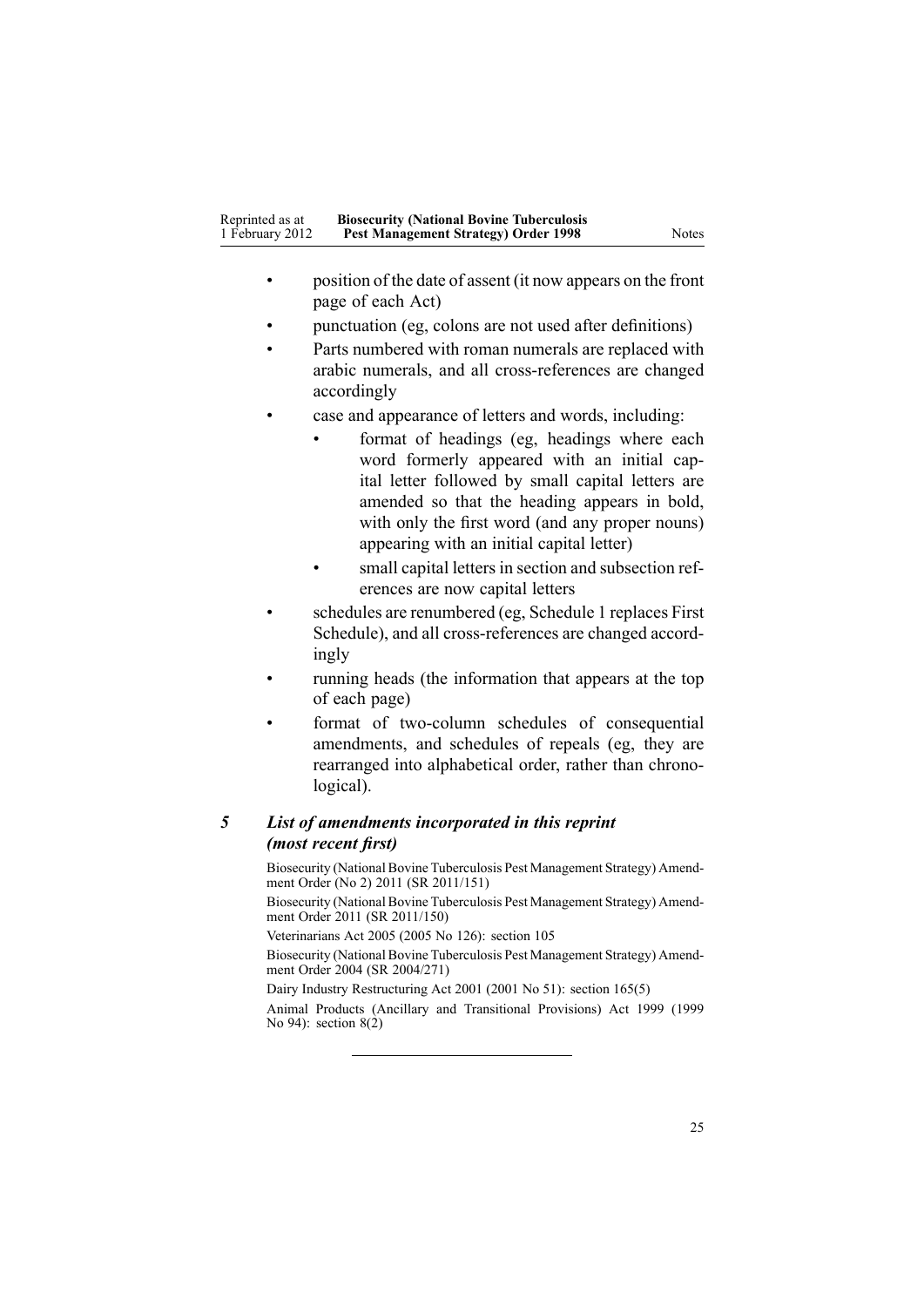- position of the date of assent (it now appears on the front page of each Act)
- punctuation (eg, colons are not used after definitions)
- Parts numbered with roman numerals are replaced with arabic numerals, and all cross-references are changed accordingly
- case and appearance of letters and words, including:
  - format of headings (eg, headings where each word formerly appeared with an initial capital letter followed by small capital letters are amended so that the heading appears in bold, with only the first word (and any proper nouns) appearing with an initial capital letter)
  - small capital letters in section and subsection references are now capital letters
- schedules are renumbered (eg, Schedule 1 replaces First Schedule), and all cross-references are changed accordingly
- running heads (the information that appears at the top of each page)
- format of two-column schedules of consequential amendments, and schedules of repeals (eg, they are rearranged into alphabetical order, rather than chronological).

### *5 List of amendments incorporated in this reprint (most recent first)*

Biosecurity (National Bovine Tuberculosis Pest Management Strategy) Amendment Order (No 2) 2011 (SR 2011/151)

Biosecurity (National Bovine Tuberculosis Pest Management Strategy) Amendment Order 2011 (SR 2011/150)

Veterinarians Act 2005 (2005 No 126): section 105

Biosecurity (National Bovine Tuberculosis Pest Management Strategy) Amendment Order 2004 (SR 2004/271)

Dairy Industry Restructuring Act 2001 (2001 No 51): section 165(5)

Animal Products (Ancillary and Transitional Provisions) Act 1999 (1999 No 94): section 8(2)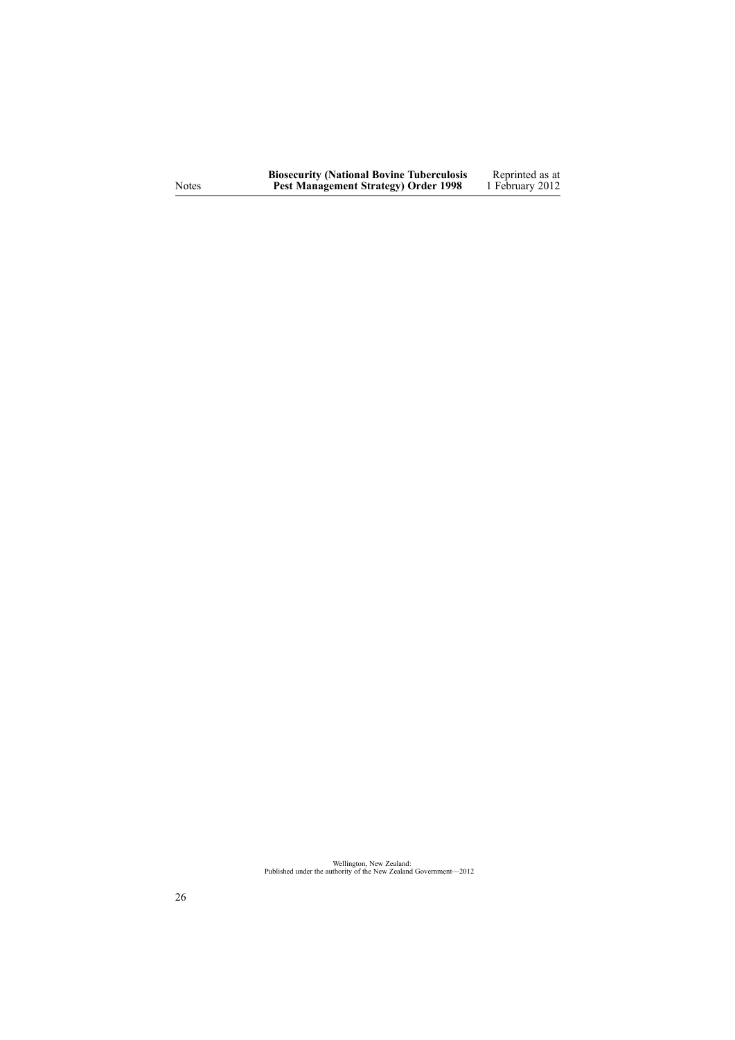Wellington, New Zealand:
Published under the authority of the New Zealand Government—2012